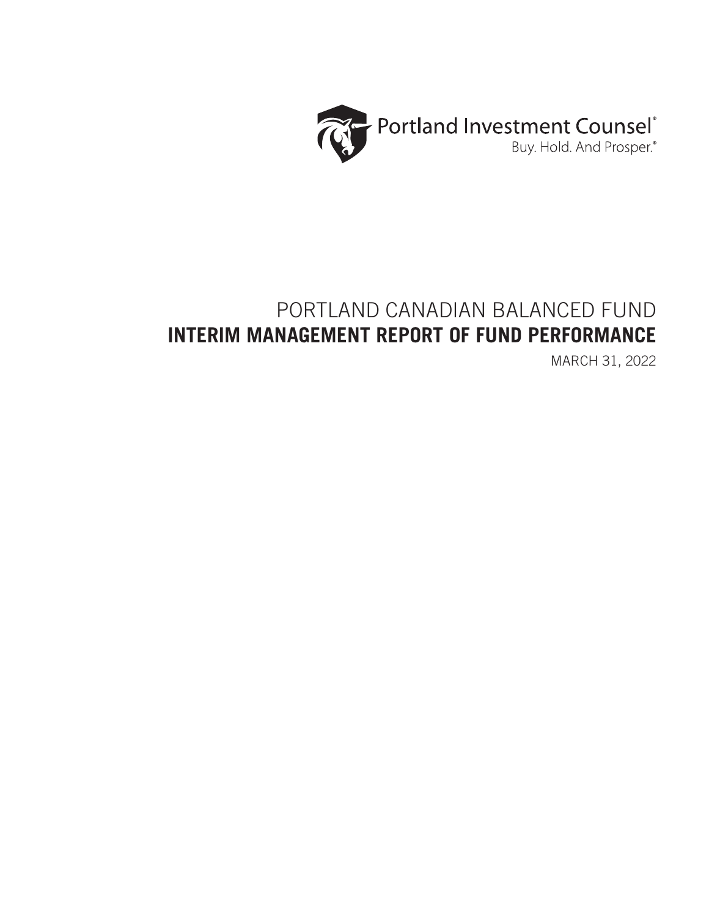Portland Investment Counsel®

Buy. Hold. And Prosper.®

# PORTLAND CANADIAN BALANCED FUND

# INTERIM MANAGEMENT REPORT OF FUND PERFORMANCE

MARCH 31, 2022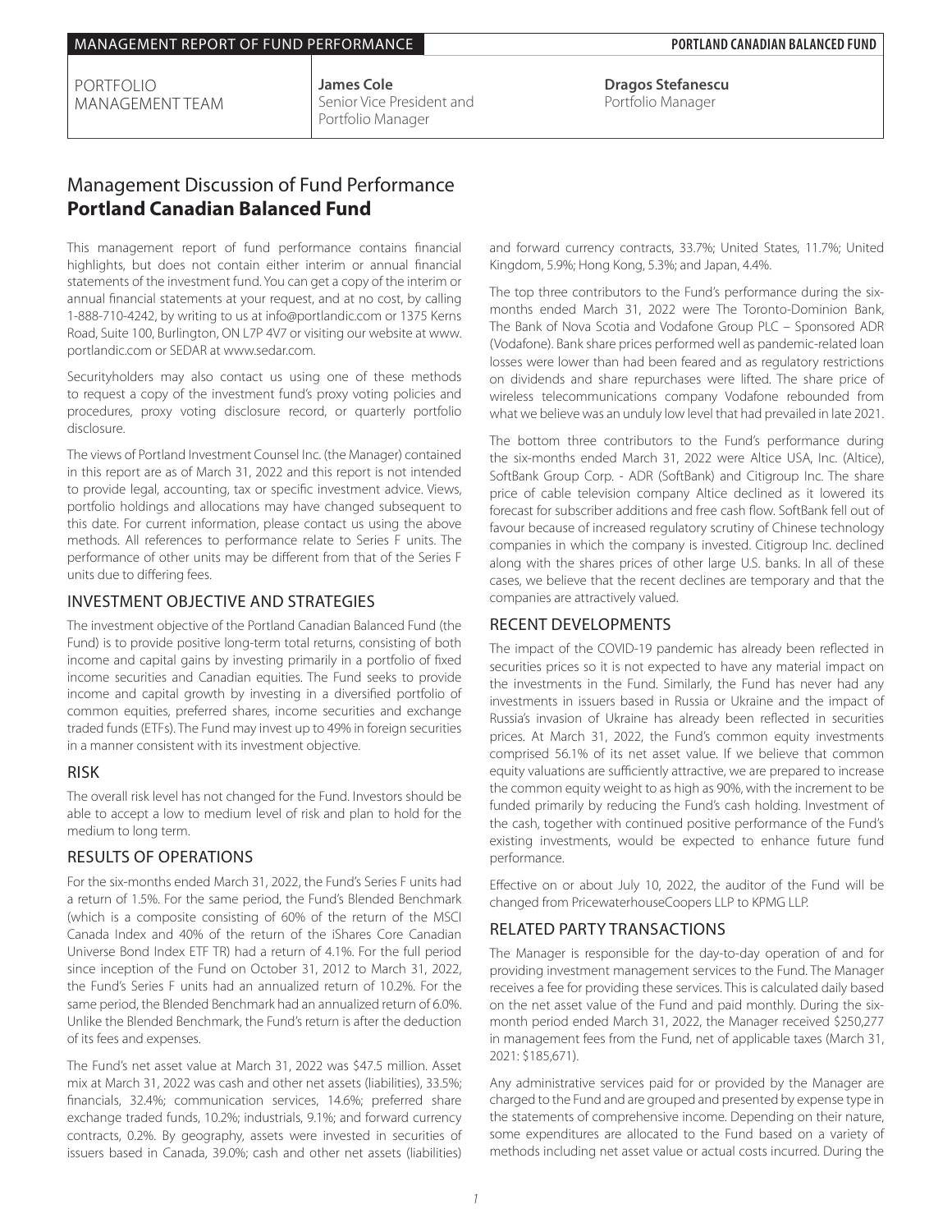PORTFOLIO MANAGEMENT TEAM

**James Cole**
Senior Vice President and Portfolio Manager

**Dragos Stefanescu**
Portfolio Manager

# Management Discussion of Fund Performance
# **Portland Canadian Balanced Fund**

This management report of fund performance contains financial highlights, but does not contain either interim or annual financial statements of the investment fund. You can get a copy of the interim or annual financial statements at your request, and at no cost, by calling 1-888-710-4242, by writing to us at info@portlandic.com or 1375 Kerns Road, Suite 100, Burlington, ON L7P 4V7 or visiting our website at www.portlandic.com or SEDAR at www.sedar.com.

Securityholders may also contact us using one of these methods to request a copy of the investment fund's proxy voting policies and procedures, proxy voting disclosure record, or quarterly portfolio disclosure.

The views of Portland Investment Counsel Inc. (the Manager) contained in this report are as of March 31, 2022 and this report is not intended to provide legal, accounting, tax or specific investment advice. Views, portfolio holdings and allocations may have changed subsequent to this date. For current information, please contact us using the above methods. All references to performance relate to Series F units. The performance of other units may be different from that of the Series F units due to differing fees.

## INVESTMENT OBJECTIVE AND STRATEGIES

The investment objective of the Portland Canadian Balanced Fund (the Fund) is to provide positive long-term total returns, consisting of both income and capital gains by investing primarily in a portfolio of fixed income securities and Canadian equities. The Fund seeks to provide income and capital growth by investing in a diversified portfolio of common equities, preferred shares, income securities and exchange traded funds (ETFs). The Fund may invest up to 49% in foreign securities in a manner consistent with its investment objective.

## RISK

The overall risk level has not changed for the Fund. Investors should be able to accept a low to medium level of risk and plan to hold for the medium to long term.

## RESULTS OF OPERATIONS

For the six-months ended March 31, 2022, the Fund's Series F units had a return of 1.5%. For the same period, the Fund's Blended Benchmark (which is a composite consisting of 60% of the return of the MSCI Canada Index and 40% of the return of the iShares Core Canadian Universe Bond Index ETF TR) had a return of 4.1%. For the full period since inception of the Fund on October 31, 2012 to March 31, 2022, the Fund's Series F units had an annualized return of 10.2%. For the same period, the Blended Benchmark had an annualized return of 6.0%. Unlike the Blended Benchmark, the Fund's return is after the deduction of its fees and expenses.

The Fund's net asset value at March 31, 2022 was $47.5 million. Asset mix at March 31, 2022 was cash and other net assets (liabilities), 33.5%; financials, 32.4%; communication services, 14.6%; preferred share exchange traded funds, 10.2%; industrials, 9.1%; and forward currency contracts, 0.2%. By geography, assets were invested in securities of issuers based in Canada, 39.0%; cash and other net assets (liabilities) and forward currency contracts, 33.7%; United States, 11.7%; United Kingdom, 5.9%; Hong Kong, 5.3%; and Japan, 4.4%.

The top three contributors to the Fund's performance during the six-months ended March 31, 2022 were The Toronto-Dominion Bank, The Bank of Nova Scotia and Vodafone Group PLC – Sponsored ADR (Vodafone). Bank share prices performed well as pandemic-related loan losses were lower than had been feared and as regulatory restrictions on dividends and share repurchases were lifted. The share price of wireless telecommunications company Vodafone rebounded from what we believe was an unduly low level that had prevailed in late 2021.

The bottom three contributors to the Fund's performance during the six-months ended March 31, 2022 were Altice USA, Inc. (Altice), SoftBank Group Corp. - ADR (SoftBank) and Citigroup Inc. The share price of cable television company Altice declined as it lowered its forecast for subscriber additions and free cash flow. SoftBank fell out of favour because of increased regulatory scrutiny of Chinese technology companies in which the company is invested. Citigroup Inc. declined along with the shares prices of other large U.S. banks. In all of these cases, we believe that the recent declines are temporary and that the companies are attractively valued.

## RECENT DEVELOPMENTS

The impact of the COVID-19 pandemic has already been reflected in securities prices so it is not expected to have any material impact on the investments in the Fund. Similarly, the Fund has never had any investments in issuers based in Russia or Ukraine and the impact of Russia's invasion of Ukraine has already been reflected in securities prices. At March 31, 2022, the Fund's common equity investments comprised 56.1% of its net asset value. If we believe that common equity valuations are sufficiently attractive, we are prepared to increase the common equity weight to as high as 90%, with the increment to be funded primarily by reducing the Fund's cash holding. Investment of the cash, together with continued positive performance of the Fund's existing investments, would be expected to enhance future fund performance.

Effective on or about July 10, 2022, the auditor of the Fund will be changed from PricewaterhouseCoopers LLP to KPMG LLP.

## RELATED PARTY TRANSACTIONS

The Manager is responsible for the day-to-day operation of and for providing investment management services to the Fund. The Manager receives a fee for providing these services. This is calculated daily based on the net asset value of the Fund and paid monthly. During the six-month period ended March 31, 2022, the Manager received $250,277 in management fees from the Fund, net of applicable taxes (March 31, 2021: $185,671).

Any administrative services paid for or provided by the Manager are charged to the Fund and are grouped and presented by expense type in the statements of comprehensive income. Depending on their nature, some expenditures are allocated to the Fund based on a variety of methods including net asset value or actual costs incurred. During the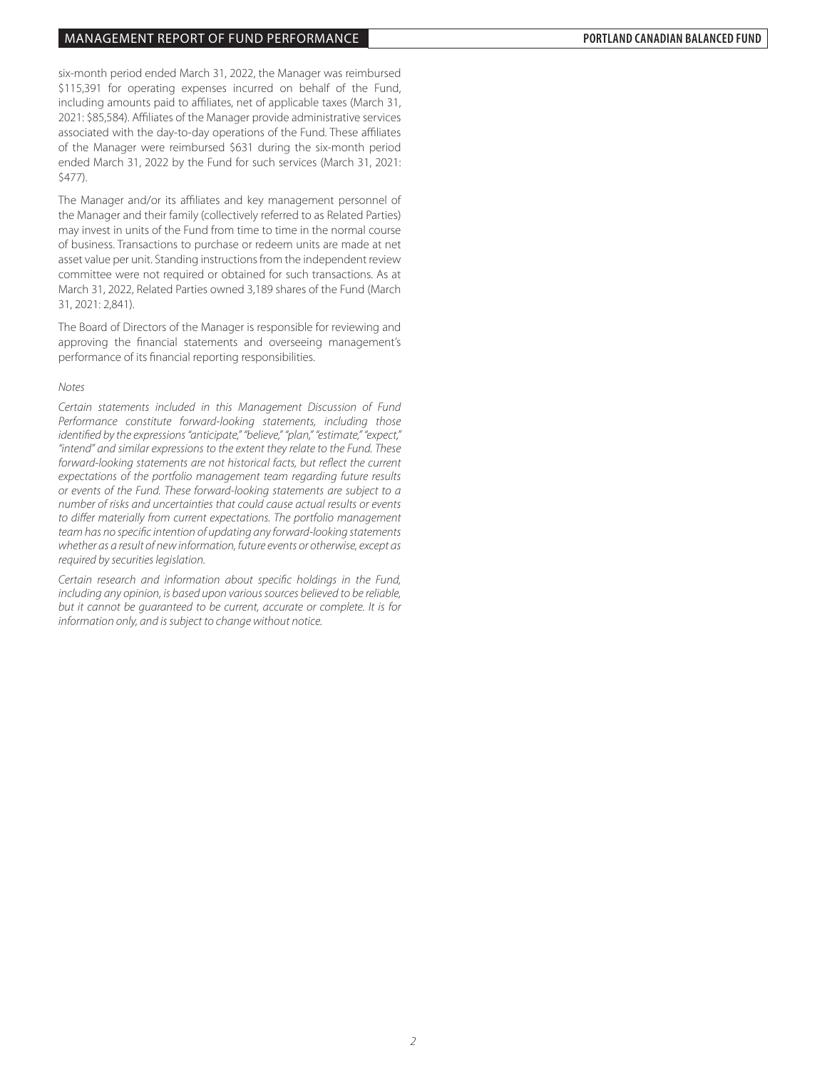six-month period ended March 31, 2022, the Manager was reimbursed $115,391 for operating expenses incurred on behalf of the Fund, including amounts paid to affiliates, net of applicable taxes (March 31, 2021: $85,584). Affiliates of the Manager provide administrative services associated with the day-to-day operations of the Fund. These affiliates of the Manager were reimbursed $631 during the six-month period ended March 31, 2022 by the Fund for such services (March 31, 2021: $477).

The Manager and/or its affiliates and key management personnel of the Manager and their family (collectively referred to as Related Parties) may invest in units of the Fund from time to time in the normal course of business. Transactions to purchase or redeem units are made at net asset value per unit. Standing instructions from the independent review committee were not required or obtained for such transactions. As at March 31, 2022, Related Parties owned 3,189 shares of the Fund (March 31, 2021: 2,841).

The Board of Directors of the Manager is responsible for reviewing and approving the financial statements and overseeing management's performance of its financial reporting responsibilities.

*Notes*

*Certain statements included in this Management Discussion of Fund Performance constitute forward-looking statements, including those identified by the expressions "anticipate," "believe," "plan," "estimate," "expect," "intend" and similar expressions to the extent they relate to the Fund. These forward-looking statements are not historical facts, but reflect the current expectations of the portfolio management team regarding future results or events of the Fund. These forward-looking statements are subject to a number of risks and uncertainties that could cause actual results or events to differ materially from current expectations. The portfolio management team has no specific intention of updating any forward-looking statements whether as a result of new information, future events or otherwise, except as required by securities legislation.*

*Certain research and information about specific holdings in the Fund, including any opinion, is based upon various sources believed to be reliable, but it cannot be guaranteed to be current, accurate or complete. It is for information only, and is subject to change without notice.*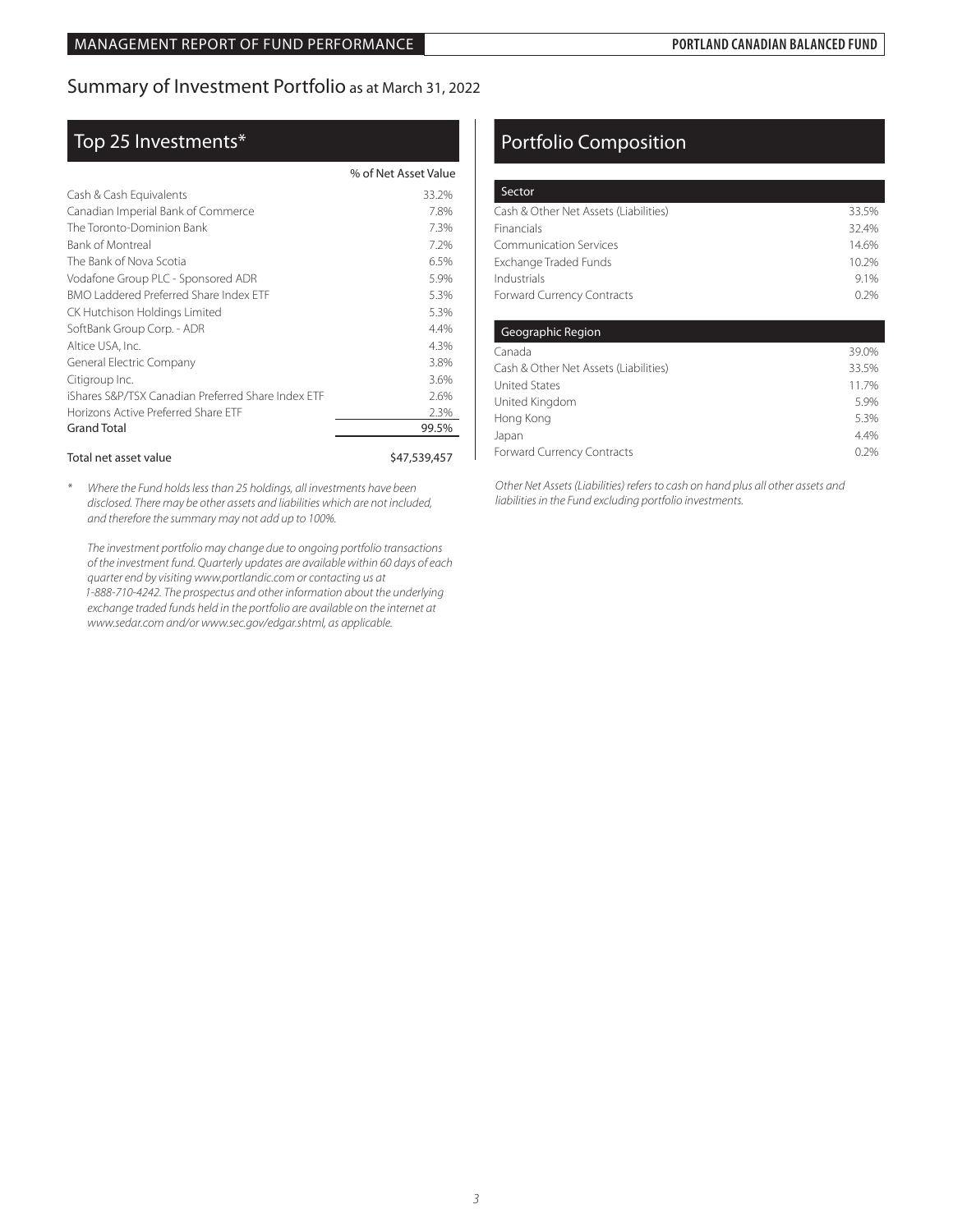## Summary of Investment Portfolio as at March 31, 2022

### Top 25 Investments*

| | % of Net Asset Value |
|---|---|
| Cash & Cash Equivalents | 33.2% |
| Canadian Imperial Bank of Commerce | 7.8% |
| The Toronto-Dominion Bank | 7.3% |
| Bank of Montreal | 7.2% |
| The Bank of Nova Scotia | 6.5% |
| Vodafone Group PLC - Sponsored ADR | 5.9% |
| BMO Laddered Preferred Share Index ETF | 5.3% |
| CK Hutchison Holdings Limited | 5.3% |
| SoftBank Group Corp. - ADR | 4.4% |
| Altice USA, Inc. | 4.3% |
| General Electric Company | 3.8% |
| Citigroup Inc. | 3.6% |
| iShares S&P/TSX Canadian Preferred Share Index ETF | 2.6% |
| Horizons Active Preferred Share ETF | 2.3% |
| Grand Total | 99.5% |
| | |
| Total net asset value | $47,539,457 |

*\* Where the Fund holds less than 25 holdings, all investments have been disclosed. There may be other assets and liabilities which are not included, and therefore the summary may not add up to 100%.*

*The investment portfolio may change due to ongoing portfolio transactions of the investment fund. Quarterly updates are available within 60 days of each quarter end by visiting www.portlandic.com or contacting us at 1-888-710-4242. The prospectus and other information about the underlying exchange traded funds held in the portfolio are available on the internet at www.sedar.com and/or www.sec.gov/edgar.shtml, as applicable.*

### Portfolio Composition

| Sector | |
|---|---|
| Cash & Other Net Assets (Liabilities) | 33.5% |
| Financials | 32.4% |
| Communication Services | 14.6% |
| Exchange Traded Funds | 10.2% |
| Industrials | 9.1% |
| Forward Currency Contracts | 0.2% |

| Geographic Region | |
|---|---|
| Canada | 39.0% |
| Cash & Other Net Assets (Liabilities) | 33.5% |
| United States | 11.7% |
| United Kingdom | 5.9% |
| Hong Kong | 5.3% |
| Japan | 4.4% |
| Forward Currency Contracts | 0.2% |

*Other Net Assets (Liabilities) refers to cash on hand plus all other assets and liabilities in the Fund excluding portfolio investments.*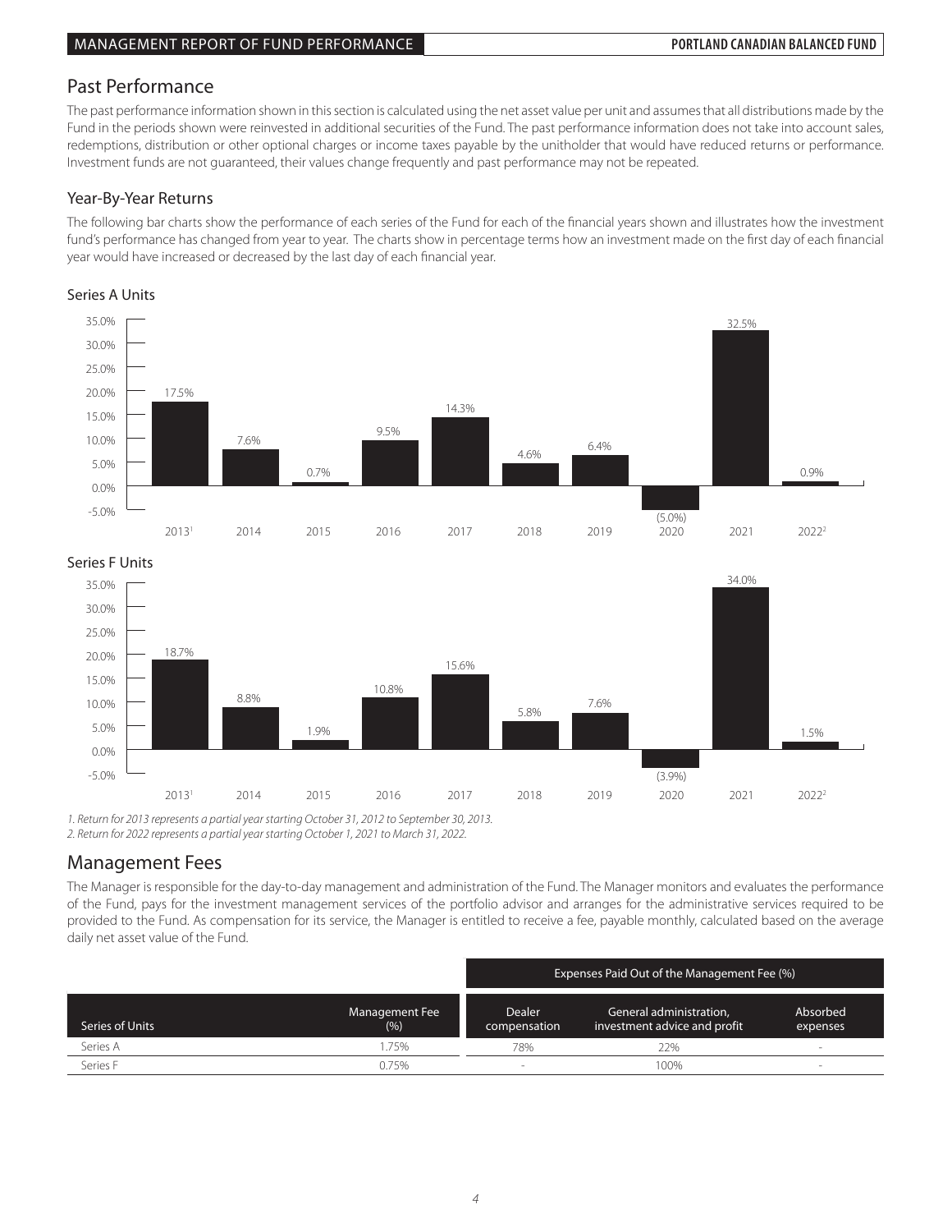## Past Performance

The past performance information shown in this section is calculated using the net asset value per unit and assumes that all distributions made by the Fund in the periods shown were reinvested in additional securities of the Fund. The past performance information does not take into account sales, redemptions, distribution or other optional charges or income taxes payable by the unitholder that would have reduced returns or performance. Investment funds are not guaranteed, their values change frequently and past performance may not be repeated.

### Year-By-Year Returns

The following bar charts show the performance of each series of the Fund for each of the financial years shown and illustrates how the investment fund's performance has changed from year to year. The charts show in percentage terms how an investment made on the first day of each financial year would have increased or decreased by the last day of each financial year.

**Series A Units**

35.0%
30.0%
25.0%
20.0%
15.0%
10.0%
5.0%
0.0%
-5.0%

17.5% 7.6% 0.7% 9.5% 14.3% 4.6% 6.4% (5.0%) 32.5% 0.9%

2013[1] 2014 2015 2016 2017 2018 2019 2020 2021 2022[2]

**Series F Units**

35.0%
30.0%
25.0%
20.0%
15.0%
10.0%
5.0%
0.0%
-5.0%

18.7% 8.8% 1.9% 10.8% 15.6% 5.8% 7.6% (3.9%) 34.0% 1.5%

2013[1] 2014 2015 2016 2017 2018 2019 2020 2021 2022[2]

*1. Return for 2013 represents a partial year starting October 31, 2012 to September 30, 2013.*
*2. Return for 2022 represents a partial year starting October 1, 2021 to March 31, 2022.*

## Management Fees

The Manager is responsible for the day-to-day management and administration of the Fund. The Manager monitors and evaluates the performance of the Fund, pays for the investment management services of the portfolio advisor and arranges for the administrative services required to be provided to the Fund. As compensation for its service, the Manager is entitled to receive a fee, payable monthly, calculated based on the average daily net asset value of the Fund.

| | | Expenses Paid Out of the Management Fee (%) | | |
|---|---|---|---|---|
| Series of Units | Management Fee (%) | Dealer compensation | General administration, investment advice and profit | Absorbed expenses |
| Series A | 1.75% | 78% | 22% | - |
| Series F | 0.75% | - | 100% | - |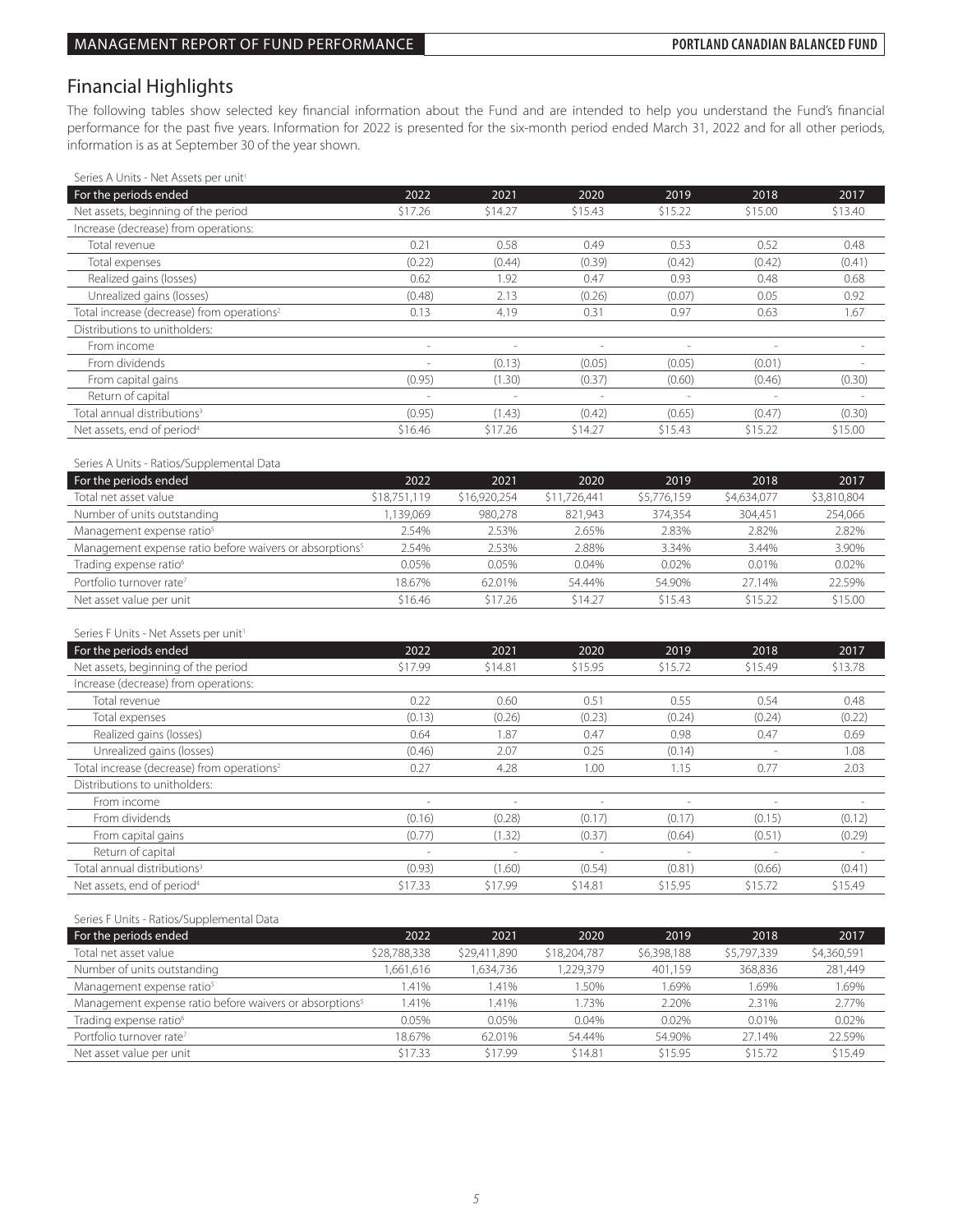## Financial Highlights

The following tables show selected key financial information about the Fund and are intended to help you understand the Fund's financial performance for the past five years. Information for 2022 is presented for the six-month period ended March 31, 2022 and for all other periods, information is as at September 30 of the year shown.

Series A Units - Net Assets per unit[1]

| For the periods ended | 2022 | 2021 | 2020 | 2019 | 2018 | 2017 |
|---|---|---|---|---|---|---|
| Net assets, beginning of the period | $17.26 | $14.27 | $15.43 | $15.22 | $15.00 | $13.40 |
| Increase (decrease) from operations: | | | | | | |
| Total revenue | 0.21 | 0.58 | 0.49 | 0.53 | 0.52 | 0.48 |
| Total expenses | (0.22) | (0.44) | (0.39) | (0.42) | (0.42) | (0.41) |
| Realized gains (losses) | 0.62 | 1.92 | 0.47 | 0.93 | 0.48 | 0.68 |
| Unrealized gains (losses) | (0.48) | 2.13 | (0.26) | (0.07) | 0.05 | 0.92 |
| Total increase (decrease) from operations[2] | 0.13 | 4.19 | 0.31 | 0.97 | 0.63 | 1.67 |
| Distributions to unitholders: | | | | | | |
| From income | - | - | - | - | - | - |
| From dividends | - | (0.13) | (0.05) | (0.05) | (0.01) | - |
| From capital gains | (0.95) | (1.30) | (0.37) | (0.60) | (0.46) | (0.30) |
| Return of capital | - | - | - | - | - | - |
| Total annual distributions[3] | (0.95) | (1.43) | (0.42) | (0.65) | (0.47) | (0.30) |
| Net assets, end of period[4] | $16.46 | $17.26 | $14.27 | $15.43 | $15.22 | $15.00 |

Series A Units - Ratios/Supplemental Data

| For the periods ended | 2022 | 2021 | 2020 | 2019 | 2018 | 2017 |
|---|---|---|---|---|---|---|
| Total net asset value | $18,751,119 | $16,920,254 | $11,726,441 | $5,776,159 | $4,634,077 | $3,810,804 |
| Number of units outstanding | 1,139,069 | 980,278 | 821,943 | 374,354 | 304,451 | 254,066 |
| Management expense ratio[5] | 2.54% | 2.53% | 2.65% | 2.83% | 2.82% | 2.82% |
| Management expense ratio before waivers or absorptions[5] | 2.54% | 2.53% | 2.88% | 3.34% | 3.44% | 3.90% |
| Trading expense ratio[6] | 0.05% | 0.05% | 0.04% | 0.02% | 0.01% | 0.02% |
| Portfolio turnover rate[7] | 18.67% | 62.01% | 54.44% | 54.90% | 27.14% | 22.59% |
| Net asset value per unit | $16.46 | $17.26 | $14.27 | $15.43 | $15.22 | $15.00 |

Series F Units - Net Assets per unit[1]

| For the periods ended | 2022 | 2021 | 2020 | 2019 | 2018 | 2017 |
|---|---|---|---|---|---|---|
| Net assets, beginning of the period | $17.99 | $14.81 | $15.95 | $15.72 | $15.49 | $13.78 |
| Increase (decrease) from operations: | | | | | | |
| Total revenue | 0.22 | 0.60 | 0.51 | 0.55 | 0.54 | 0.48 |
| Total expenses | (0.13) | (0.26) | (0.23) | (0.24) | (0.24) | (0.22) |
| Realized gains (losses) | 0.64 | 1.87 | 0.47 | 0.98 | 0.47 | 0.69 |
| Unrealized gains (losses) | (0.46) | 2.07 | 0.25 | (0.14) | - | 1.08 |
| Total increase (decrease) from operations[2] | 0.27 | 4.28 | 1.00 | 1.15 | 0.77 | 2.03 |
| Distributions to unitholders: | | | | | | |
| From income | - | - | - | - | - | - |
| From dividends | (0.16) | (0.28) | (0.17) | (0.17) | (0.15) | (0.12) |
| From capital gains | (0.77) | (1.32) | (0.37) | (0.64) | (0.51) | (0.29) |
| Return of capital | - | - | - | - | - | - |
| Total annual distributions[3] | (0.93) | (1.60) | (0.54) | (0.81) | (0.66) | (0.41) |
| Net assets, end of period[4] | $17.33 | $17.99 | $14.81 | $15.95 | $15.72 | $15.49 |

Series F Units - Ratios/Supplemental Data

| For the periods ended | 2022 | 2021 | 2020 | 2019 | 2018 | 2017 |
|---|---|---|---|---|---|---|
| Total net asset value | $28,788,338 | $29,411,890 | $18,204,787 | $6,398,188 | $5,797,339 | $4,360,591 |
| Number of units outstanding | 1,661,616 | 1,634,736 | 1,229,379 | 401,159 | 368,836 | 281,449 |
| Management expense ratio[5] | 1.41% | 1.41% | 1.50% | 1.69% | 1.69% | 1.69% |
| Management expense ratio before waivers or absorptions[5] | 1.41% | 1.41% | 1.73% | 2.20% | 2.31% | 2.77% |
| Trading expense ratio[6] | 0.05% | 0.05% | 0.04% | 0.02% | 0.01% | 0.02% |
| Portfolio turnover rate[7] | 18.67% | 62.01% | 54.44% | 54.90% | 27.14% | 22.59% |
| Net asset value per unit | $17.33 | $17.99 | $14.81 | $15.95 | $15.72 | $15.49 |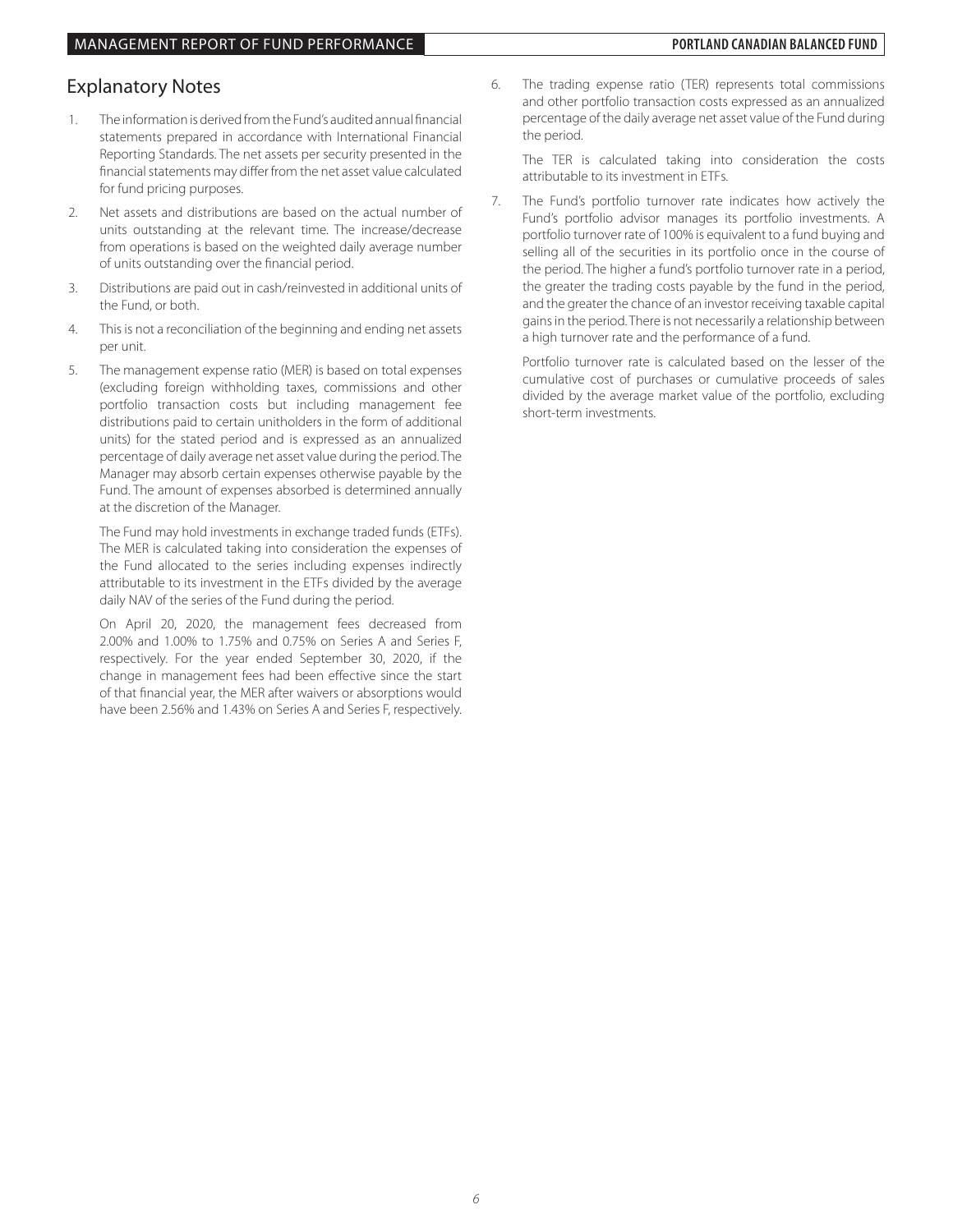## Explanatory Notes

1. The information is derived from the Fund's audited annual financial statements prepared in accordance with International Financial Reporting Standards. The net assets per security presented in the financial statements may differ from the net asset value calculated for fund pricing purposes.

2. Net assets and distributions are based on the actual number of units outstanding at the relevant time. The increase/decrease from operations is based on the weighted daily average number of units outstanding over the financial period.

3. Distributions are paid out in cash/reinvested in additional units of the Fund, or both.

4. This is not a reconciliation of the beginning and ending net assets per unit.

5. The management expense ratio (MER) is based on total expenses (excluding foreign withholding taxes, commissions and other portfolio transaction costs but including management fee distributions paid to certain unitholders in the form of additional units) for the stated period and is expressed as an annualized percentage of daily average net asset value during the period. The Manager may absorb certain expenses otherwise payable by the Fund. The amount of expenses absorbed is determined annually at the discretion of the Manager.

   The Fund may hold investments in exchange traded funds (ETFs). The MER is calculated taking into consideration the expenses of the Fund allocated to the series including expenses indirectly attributable to its investment in the ETFs divided by the average daily NAV of the series of the Fund during the period.

   On April 20, 2020, the management fees decreased from 2.00% and 1.00% to 1.75% and 0.75% on Series A and Series F, respectively. For the year ended September 30, 2020, if the change in management fees had been effective since the start of that financial year, the MER after waivers or absorptions would have been 2.56% and 1.43% on Series A and Series F, respectively.

6. The trading expense ratio (TER) represents total commissions and other portfolio transaction costs expressed as an annualized percentage of the daily average net asset value of the Fund during the period.

   The TER is calculated taking into consideration the costs attributable to its investment in ETFs.

7. The Fund's portfolio turnover rate indicates how actively the Fund's portfolio advisor manages its portfolio investments. A portfolio turnover rate of 100% is equivalent to a fund buying and selling all of the securities in its portfolio once in the course of the period. The higher a fund's portfolio turnover rate in a period, the greater the trading costs payable by the fund in the period, and the greater the chance of an investor receiving taxable capital gains in the period. There is not necessarily a relationship between a high turnover rate and the performance of a fund.

   Portfolio turnover rate is calculated based on the lesser of the cumulative cost of purchases or cumulative proceeds of sales divided by the average market value of the portfolio, excluding short-term investments.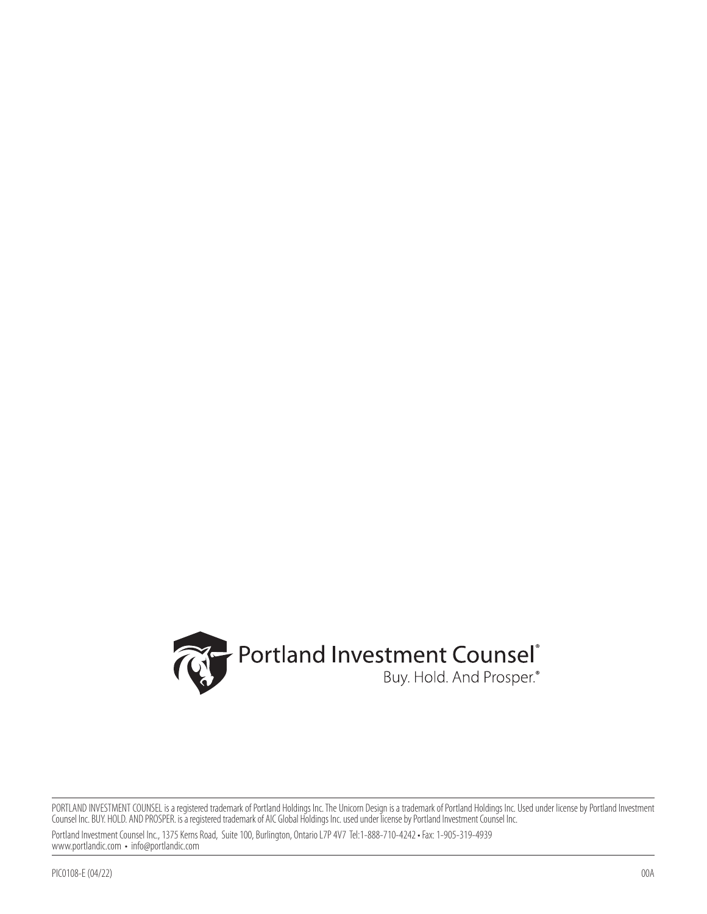Portland Investment Counsel®

Buy. Hold. And Prosper.®

PORTLAND INVESTMENT COUNSEL is a registered trademark of Portland Holdings Inc. The Unicorn Design is a trademark of Portland Holdings Inc. Used under license by Portland Investment Counsel Inc. BUY. HOLD. AND PROSPER. is a registered trademark of AIC Global Holdings Inc. used under license by Portland Investment Counsel Inc.

Portland Investment Counsel Inc., 1375 Kerns Road, Suite 100, Burlington, Ontario L7P 4V7 Tel:1-888-710-4242 • Fax: 1-905-319-4939
www.portlandic.com • info@portlandic.com

PIC0108-E (04/22) 00A